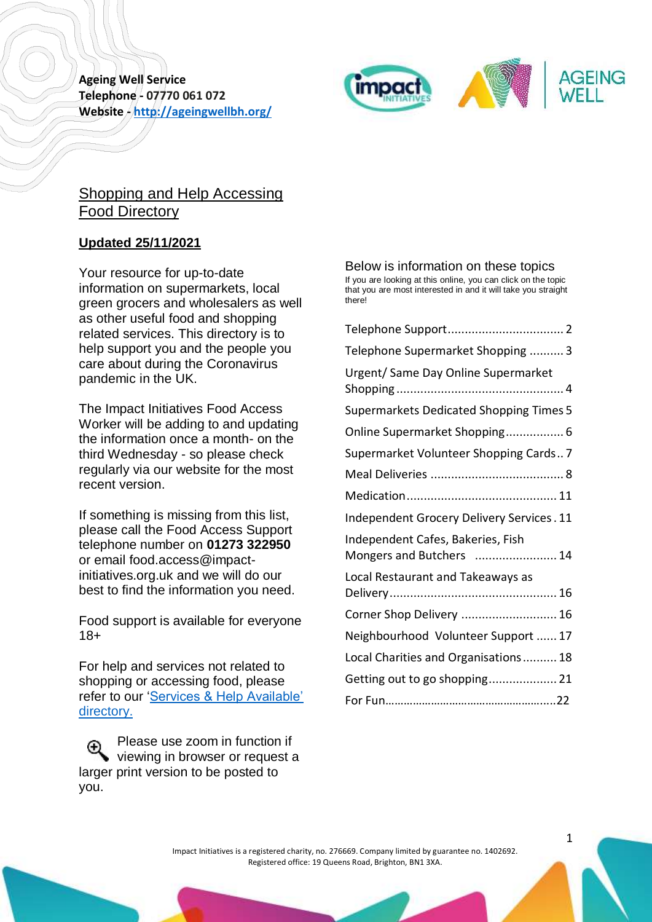**Ageing Well Service**
**Telephone - 07770 061 072**
**Website - [http://ageingwellbh.org/](http://ageingwellbh.org/)**

# Shopping and Help Accessing Food Directory

**Updated 25/11/2021**

Your resource for up-to-date information on supermarkets, local green grocers and wholesalers as well as other useful food and shopping related services. This directory is to help support you and the people you care about during the Coronavirus pandemic in the UK.

The Impact Initiatives Food Access Worker will be adding to and updating the information once a month- on the third Wednesday - so please check regularly via our website for the most recent version.

If something is missing from this list, please call the Food Access Support telephone number on **01273 322950** or email food.access@impact-initiatives.org.uk and we will do our best to find the information you need.

Food support is available for everyone 18+

For help and services not related to shopping or accessing food, please refer to our '[Services & Help Available' directory.](#)

Please use zoom in function if viewing in browser or request a larger print version to be posted to you.

## Below is information on these topics

If you are looking at this online, you can click on the topic that you are most interested in and it will take you straight there!

- Telephone Support .................................. 2
- Telephone Supermarket Shopping .......... 3
- Urgent/ Same Day Online Supermarket Shopping ................................................. 4
- Supermarkets Dedicated Shopping Times 5
- Online Supermarket Shopping ................. 6
- Supermarket Volunteer Shopping Cards .. 7
- Meal Deliveries ....................................... 8
- Medication ............................................ 11
- Independent Grocery Delivery Services . 11
- Independent Cafes, Bakeries, Fish Mongers and Butchers ........................ 14
- Local Restaurant and Takeaways as Delivery ................................................. 16
- Corner Shop Delivery ............................ 16
- Neighbourhood Volunteer Support ...... 17
- Local Charities and Organisations .......... 18
- Getting out to go shopping .................... 21
- For Fun....................................................22

Impact Initiatives is a registered charity, no. 276669. Company limited by guarantee no. 1402692.
Registered office: 19 Queens Road, Brighton, BN1 3XA.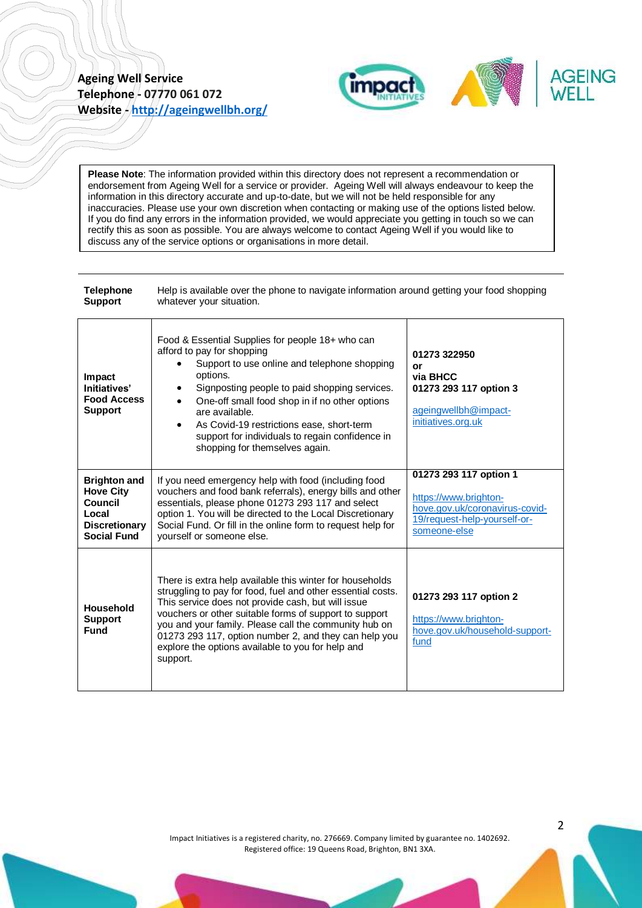**Ageing Well Service**
**Telephone - 07770 061 072**
**Website - http://ageingwellbh.org/**

**Please Note**: The information provided within this directory does not represent a recommendation or endorsement from Ageing Well for a service or provider. Ageing Well will always endeavour to keep the information in this directory accurate and up-to-date, but we will not be held responsible for any inaccuracies. Please use your own discretion when contacting or making use of the options listed below. If you do find any errors in the information provided, we would appreciate you getting in touch so we can rectify this as soon as possible. You are always welcome to contact Ageing Well if you would like to discuss any of the service options or organisations in more detail.

---

| **Telephone Support** | Help is available over the phone to navigate information around getting your food shopping whatever your situation. |
|---|---|

| | | |
|---|---|---|
| **Impact Initiatives' Food Access Support** | Food & Essential Supplies for people 18+ who can afford to pay for shopping<br>• Support to use online and telephone shopping options.<br>• Signposting people to paid shopping services.<br>• One-off small food shop in if no other options are available.<br>• As Covid-19 restrictions ease, short-term support for individuals to regain confidence in shopping for themselves again. | **01273 322950**<br>**or**<br>**via BHCC**<br>**01273 293 117 option 3**<br><br>ageingwellbh@impact-initiatives.org.uk |
| **Brighton and Hove City Council Local Discretionary Social Fund** | If you need emergency help with food (including food vouchers and food bank referrals), energy bills and other essentials, please phone 01273 293 117 and select option 1. You will be directed to the Local Discretionary Social Fund. Or fill in the online form to request help for yourself or someone else. | **01273 293 117 option 1**<br><br>https://www.brighton-hove.gov.uk/coronavirus-covid-19/request-help-yourself-or-someone-else |
| **Household Support Fund** | There is extra help available this winter for households struggling to pay for food, fuel and other essential costs. This service does not provide cash, but will issue vouchers or other suitable forms of support to support you and your family. Please call the community hub on 01273 293 117, option number 2, and they can help you explore the options available to you for help and support. | **01273 293 117 option 2**<br><br>https://www.brighton-hove.gov.uk/household-support-fund |

Impact Initiatives is a registered charity, no. 276669. Company limited by guarantee no. 1402692.
Registered office: 19 Queens Road, Brighton, BN1 3XA.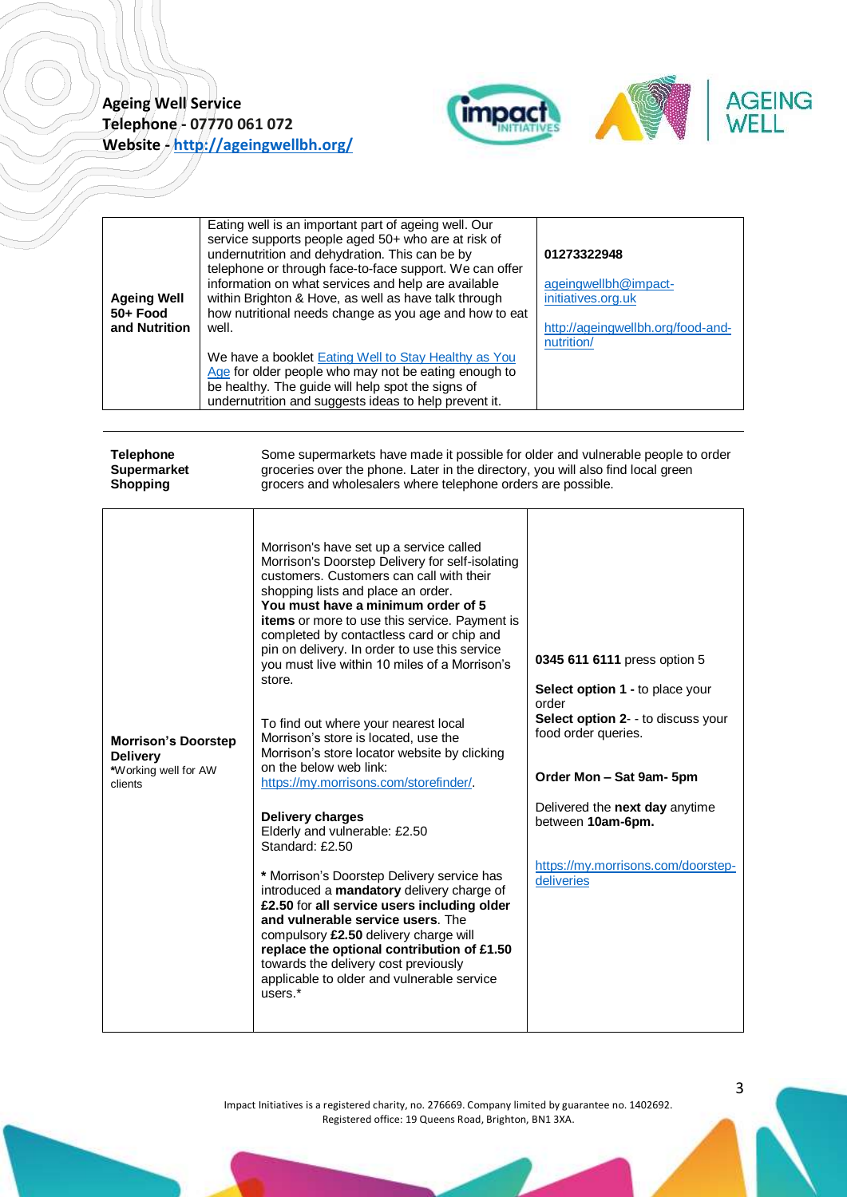| Ageing Well 50+ Food and Nutrition | Eating well is an important part of ageing well. Our service supports people aged 50+ who are at risk of undernutrition and dehydration. This can be by telephone or through face-to-face support. We can offer information on what services and help are available within Brighton & Hove, as well as have talk through how nutritional needs change as you age and how to eat well.<br><br>We have a booklet Eating Well to Stay Healthy as You Age for older people who may not be eating enough to be healthy. The guide will help spot the signs of undernutrition and suggests ideas to help prevent it. | **01273322948**<br><br>ageingwellbh@impact-initiatives.org.uk<br><br>http://ageingwellbh.org/food-and-nutrition/ |
|---|---|---|

**Telephone Supermarket Shopping**

Some supermarkets have made it possible for older and vulnerable people to order groceries over the phone. Later in the directory, you will also find local green grocers and wholesalers where telephone orders are possible.

| **Morrison's Doorstep Delivery**<br>*Working well for AW clients | Morrison's have set up a service called Morrison's Doorstep Delivery for self-isolating customers. Customers can call with their shopping lists and place an order. **You must have a minimum order of 5 items** or more to use this service. Payment is completed by contactless card or chip and pin on delivery. In order to use this service you must live within 10 miles of a Morrison's store.<br><br>To find out where your nearest local Morrison's store is located, use the Morrison's store locator website by clicking on the below web link: https://my.morrisons.com/storefinder/.<br><br>**Delivery charges**<br>Elderly and vulnerable: £2.50<br>Standard: £2.50<br><br>* Morrison's Doorstep Delivery service has introduced a **mandatory** delivery charge of **£2.50** for **all service users including older and vulnerable service users**. The compulsory **£2.50** delivery charge will **replace the optional contribution of £1.50** towards the delivery cost previously applicable to older and vulnerable service users.* | **0345 611 6111** press option 5<br><br>**Select option 1 -** to place your order<br>**Select option 2**- - to discuss your food order queries.<br><br>**Order Mon – Sat 9am- 5pm**<br><br>Delivered the **next day** anytime between **10am-6pm.**<br><br>https://my.morrisons.com/doorstep-deliveries |
|---|---|---|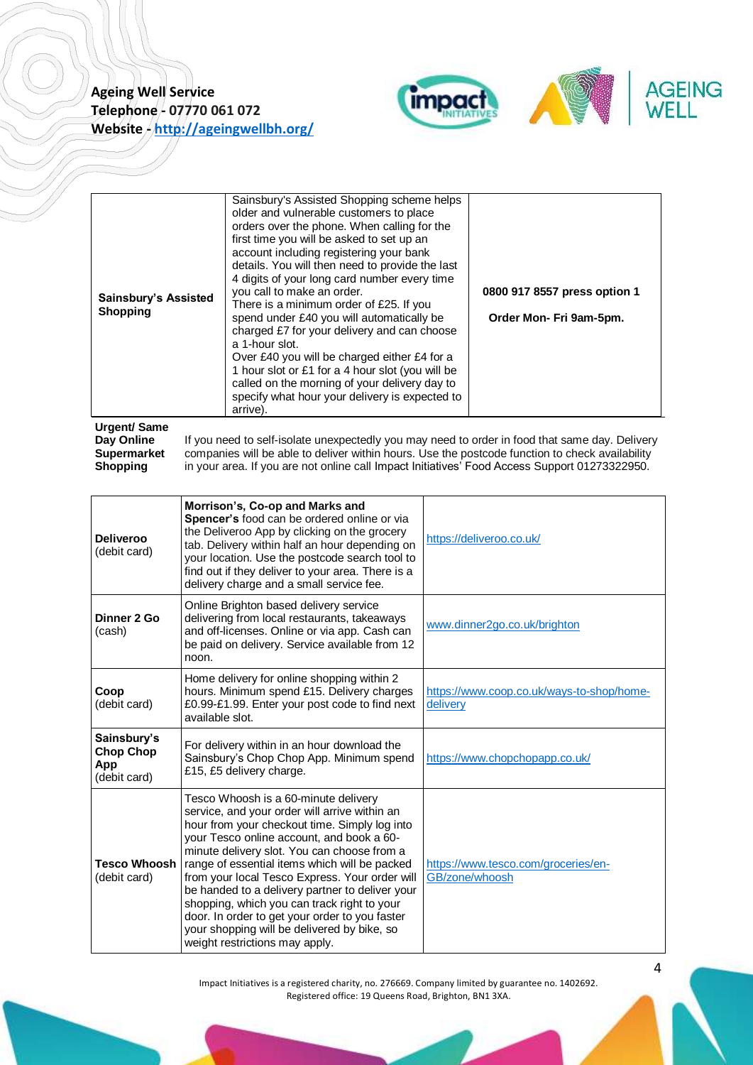| Sainsbury's Assisted Shopping | Sainsbury's Assisted Shopping scheme helps older and vulnerable customers to place orders over the phone. When calling for the first time you will be asked to set up an account including registering your bank details. You will then need to provide the last 4 digits of your long card number every time you call to make an order. There is a minimum order of £25. If you spend under £40 you will automatically be charged £7 for your delivery and can choose a 1-hour slot. Over £40 you will be charged either £4 for a 1 hour slot or £1 for a 4 hour slot (you will be called on the morning of your delivery day to specify what hour your delivery is expected to arrive). | **0800 917 8557 press option 1** **Order Mon- Fri 9am-5pm.** |
|---|---|---|

**Urgent/ Same Day Online Supermarket Shopping**

If you need to self-isolate unexpectedly you may need to order in food that same day. Delivery companies will be able to deliver within hours. Use the postcode function to check availability in your area. If you are not online call Impact Initiatives' Food Access Support 01273322950.

| **Deliveroo** (debit card) | **Morrison's, Co-op and Marks and Spencer's** food can be ordered online or via the Deliveroo App by clicking on the grocery tab. Delivery within half an hour depending on your location. Use the postcode search tool to find out if they deliver to your area. There is a delivery charge and a small service fee. | https://deliveroo.co.uk/ |
|---|---|---|
| **Dinner 2 Go** (cash) | Online Brighton based delivery service delivering from local restaurants, takeaways and off-licenses. Online or via app. Cash can be paid on delivery. Service available from 12 noon. | www.dinner2go.co.uk/brighton |
| **Coop** (debit card) | Home delivery for online shopping within 2 hours. Minimum spend £15. Delivery charges £0.99-£1.99. Enter your post code to find next available slot. | https://www.coop.co.uk/ways-to-shop/home-delivery |
| **Sainsbury's Chop Chop App** (debit card) | For delivery within in an hour download the Sainsbury's Chop Chop App. Minimum spend £15, £5 delivery charge. | https://www.chopchopapp.co.uk/ |
| **Tesco Whoosh** (debit card) | Tesco Whoosh is a 60-minute delivery service, and your order will arrive within an hour from your checkout time. Simply log into your Tesco online account, and book a 60-minute delivery slot. You can choose from a range of essential items which will be packed from your local Tesco Express. Your order will be handed to a delivery partner to deliver your shopping, which you can track right to your door. In order to get your order to you faster your shopping will be delivered by bike, so weight restrictions may apply. | https://www.tesco.com/groceries/en-GB/zone/whoosh |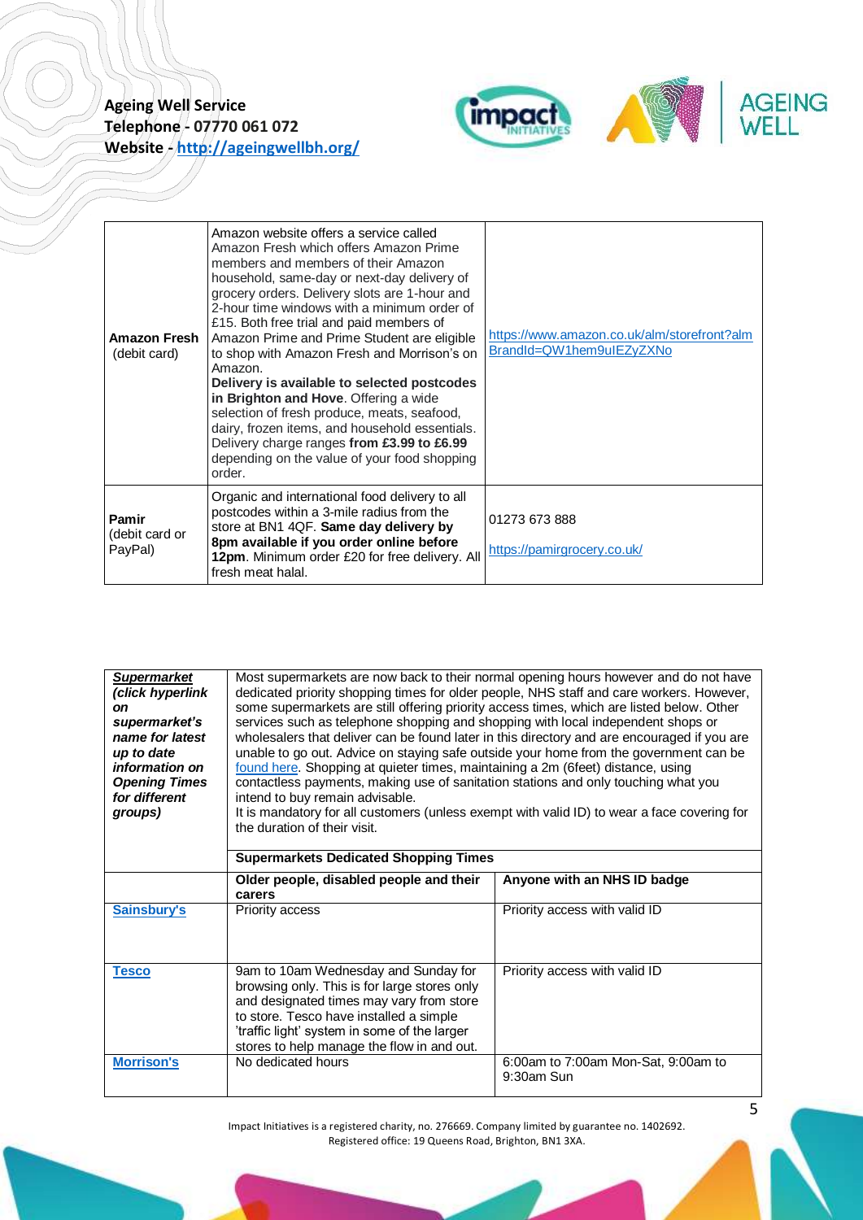| | | |
|---|---|---|
| **Amazon Fresh** (debit card) | Amazon website offers a service called Amazon Fresh which offers Amazon Prime members and members of their Amazon household, same-day or next-day delivery of grocery orders. Delivery slots are 1-hour and 2-hour time windows with a minimum order of £15. Both free trial and paid members of Amazon Prime and Prime Student are eligible to shop with Amazon Fresh and Morrison's on Amazon. **Delivery is available to selected postcodes in Brighton and Hove**. Offering a wide selection of fresh produce, meats, seafood, dairy, frozen items, and household essentials. Delivery charge ranges **from £3.99 to £6.99** depending on the value of your food shopping order. | https://www.amazon.co.uk/alm/storefront?almBrandId=QW1hem9uIEZyZXNo |
| **Pamir** (debit card or PayPal) | Organic and international food delivery to all postcodes within a 3-mile radius from the store at BN1 4QF. **Same day delivery by 8pm available if you order online before 12pm**. Minimum order £20 for free delivery. All fresh meat halal. | 01273 673 888<br><br>https://pamirgrocery.co.uk/ |

| ***Supermarket (click hyperlink on supermarket's name for latest up to date information on Opening Times for different groups)*** | Most supermarkets are now back to their normal opening hours however and do not have dedicated priority shopping times for older people, NHS staff and care workers. However, some supermarkets are still offering priority access times, which are listed below. Other services such as telephone shopping and shopping with local independent shops or wholesalers that deliver can be found later in this directory and are encouraged if you are unable to go out. Advice on staying safe outside your home from the government can be found here. Shopping at quieter times, maintaining a 2m (6feet) distance, using contactless payments, making use of sanitation stations and only touching what you intend to buy remain advisable.<br>It is mandatory for all customers (unless exempt with valid ID) to wear a face covering for the duration of their visit. | |
|---|---|---|
| | **Supermarkets Dedicated Shopping Times** | |
| | **Older people, disabled people and their carers** | **Anyone with an NHS ID badge** |
| **Sainsbury's** | Priority access | Priority access with valid ID |
| **Tesco** | 9am to 10am Wednesday and Sunday for browsing only. This is for large stores only and designated times may vary from store to store. Tesco have installed a simple 'traffic light' system in some of the larger stores to help manage the flow in and out. | Priority access with valid ID |
| **Morrison's** | No dedicated hours | 6:00am to 7:00am Mon-Sat, 9:00am to 9:30am Sun |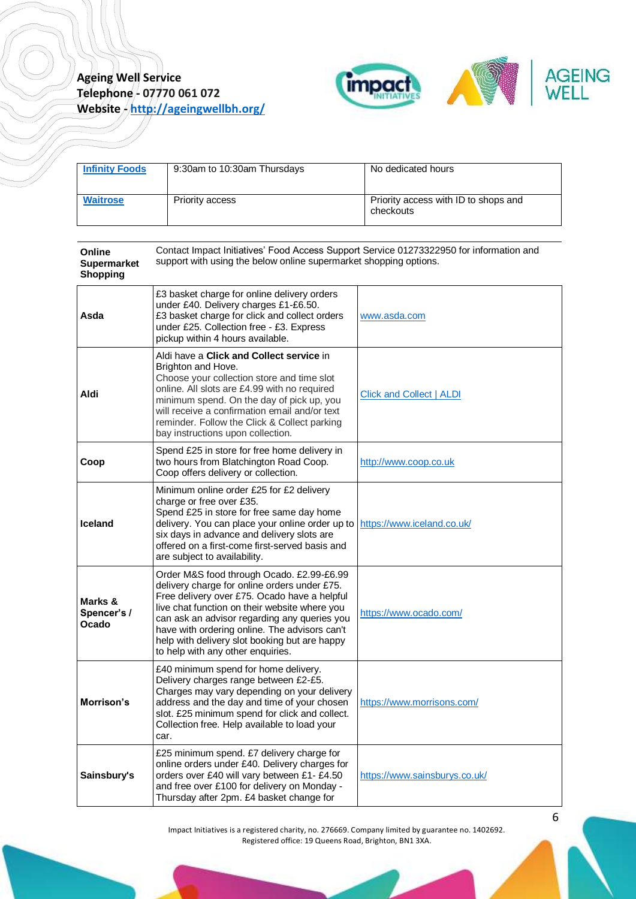| [Infinity Foods](#) | 9:30am to 10:30am Thursdays | No dedicated hours |
| --- | --- | --- |
| [Waitrose](#) | Priority access | Priority access with ID to shops and checkouts |

**Online Supermarket Shopping** — Contact Impact Initiatives' Food Access Support Service 01273322950 for information and support with using the below online supermarket shopping options.

| | | |
| --- | --- | --- |
| **Asda** | £3 basket charge for online delivery orders under £40. Delivery charges £1-£6.50. £3 basket charge for click and collect orders under £25. Collection free - £3. Express pickup within 4 hours available. | [www.asda.com](http://www.asda.com) |
| **Aldi** | Aldi have a **Click and Collect service** in Brighton and Hove. Choose your collection store and time slot online. All slots are £4.99 with no required minimum spend. On the day of pick up, you will receive a confirmation email and/or text reminder. Follow the Click & Collect parking bay instructions upon collection. | [Click and Collect \| ALDI](#) |
| **Coop** | Spend £25 in store for free home delivery in two hours from Blatchington Road Coop. Coop offers delivery or collection. | [http://www.coop.co.uk](http://www.coop.co.uk) |
| **Iceland** | Minimum online order £25 for £2 delivery charge or free over £35. Spend £25 in store for free same day home delivery. You can place your online order up to six days in advance and delivery slots are offered on a first-come first-served basis and are subject to availability. | [https://www.iceland.co.uk/](https://www.iceland.co.uk/) |
| **Marks & Spencer's / Ocado** | Order M&S food through Ocado. £2.99-£6.99 delivery charge for online orders under £75. Free delivery over £75. Ocado have a helpful live chat function on their website where you can ask an advisor regarding any queries you have with ordering online. The advisors can't help with delivery slot booking but are happy to help with any other enquiries. | [https://www.ocado.com/](https://www.ocado.com/) |
| **Morrison's** | £40 minimum spend for home delivery. Delivery charges range between £2-£5. Charges may vary depending on your delivery address and the day and time of your chosen slot. £25 minimum spend for click and collect. Collection free. Help available to load your car. | [https://www.morrisons.com/](https://www.morrisons.com/) |
| **Sainsbury's** | £25 minimum spend. £7 delivery charge for online orders under £40. Delivery charges for orders over £40 will vary between £1- £4.50 and free over £100 for delivery on Monday - Thursday after 2pm. £4 basket change for | [https://www.sainsburys.co.uk/](https://www.sainsburys.co.uk/) |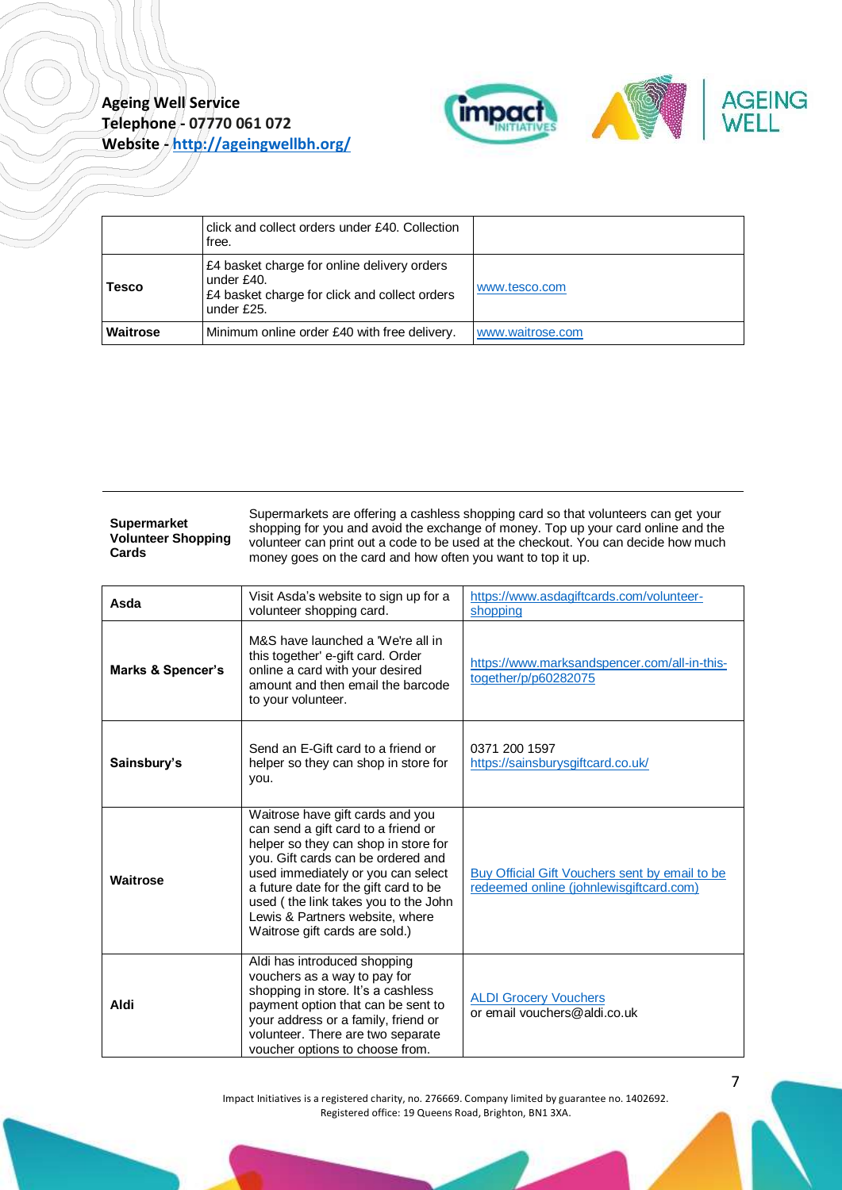| | click and collect orders under £40. Collection free. | |
|---|---|---|
| **Tesco** | £4 basket charge for online delivery orders under £40.<br>£4 basket charge for click and collect orders under £25. | www.tesco.com |
| **Waitrose** | Minimum online order £40 with free delivery. | www.waitrose.com |

**Supermarket Volunteer Shopping Cards**

Supermarkets are offering a cashless shopping card so that volunteers can get your shopping for you and avoid the exchange of money. Top up your card online and the volunteer can print out a code to be used at the checkout. You can decide how much money goes on the card and how often you want to top it up.

| | | |
|---|---|---|
| **Asda** | Visit Asda's website to sign up for a volunteer shopping card. | https://www.asdagiftcards.com/volunteer-shopping |
| **Marks & Spencer's** | M&S have launched a 'We're all in this together' e-gift card. Order online a card with your desired amount and then email the barcode to your volunteer. | https://www.marksandspencer.com/all-in-this-together/p/p60282075 |
| **Sainsbury's** | Send an E-Gift card to a friend or helper so they can shop in store for you. | 0371 200 1597<br>https://sainsburysgiftcard.co.uk/ |
| **Waitrose** | Waitrose have gift cards and you can send a gift card to a friend or helper so they can shop in store for you. Gift cards can be ordered and used immediately or you can select a future date for the gift card to be used ( the link takes you to the John Lewis & Partners website, where Waitrose gift cards are sold.) | Buy Official Gift Vouchers sent by email to be redeemed online (johnlewisgiftcard.com) |
| **Aldi** | Aldi has introduced shopping vouchers as a way to pay for shopping in store. It's a cashless payment option that can be sent to your address or a family, friend or volunteer. There are two separate voucher options to choose from. | ALDI Grocery Vouchers<br>or email vouchers@aldi.co.uk |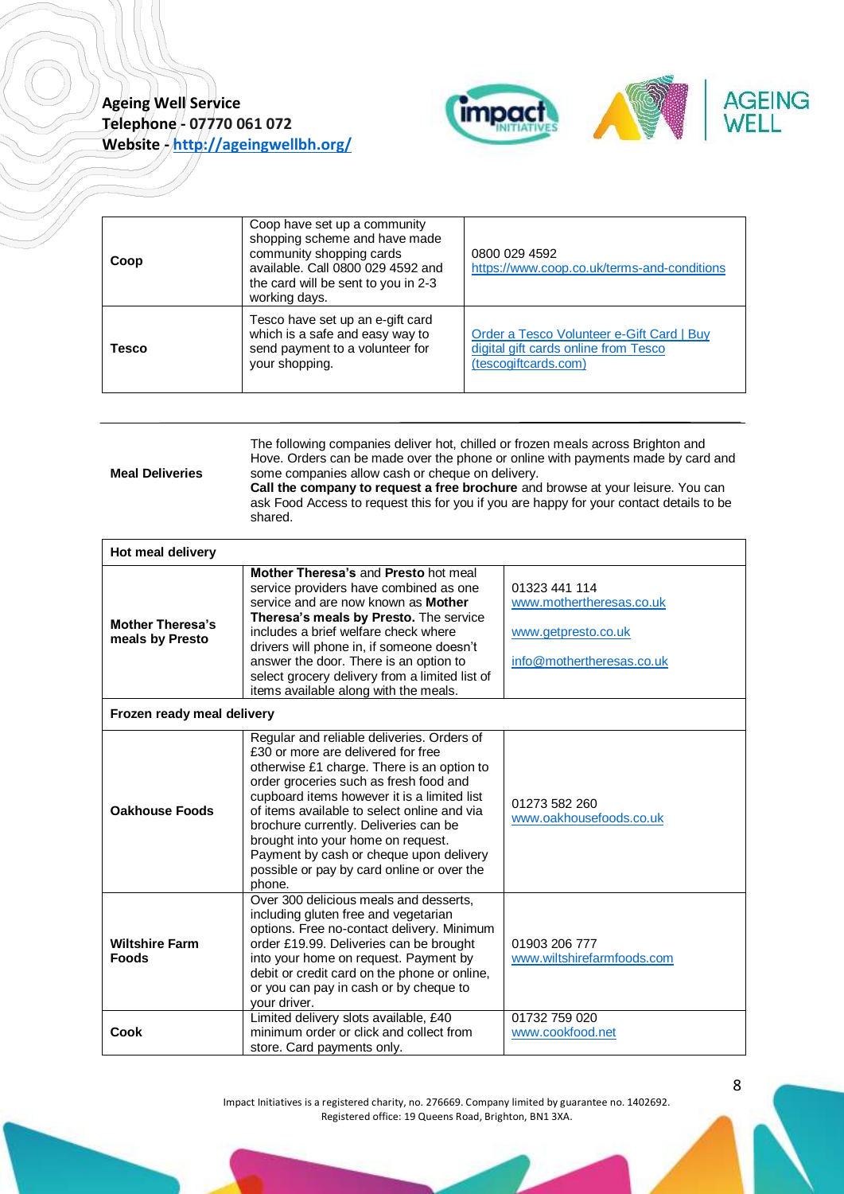| Coop | Coop have set up a community shopping scheme and have made community shopping cards available. Call 0800 029 4592 and the card will be sent to you in 2-3 working days. | 0800 029 4592<br>https://www.coop.co.uk/terms-and-conditions |
|---|---|---|
| Tesco | Tesco have set up an e-gift card which is a safe and easy way to send payment to a volunteer for your shopping. | Order a Tesco Volunteer e-Gift Card \| Buy digital gift cards online from Tesco (tescogiftcards.com) |

**Meal Deliveries**

The following companies deliver hot, chilled or frozen meals across Brighton and Hove. Orders can be made over the phone or online with payments made by card and some companies allow cash or cheque on delivery.
**Call the company to request a free brochure** and browse at your leisure. You can ask Food Access to request this for you if you are happy for your contact details to be shared.

| Hot meal delivery | | |
|---|---|---|
| **Mother Theresa's meals by Presto** | **Mother Theresa's** and **Presto** hot meal service providers have combined as one service and are now known as **Mother Theresa's meals by Presto.** The service includes a brief welfare check where drivers will phone in, if someone doesn't answer the door. There is an option to select grocery delivery from a limited list of items available along with the meals. | 01323 441 114<br>www.mothertheresas.co.uk<br>www.getpresto.co.uk<br>info@mothertheresas.co.uk |
| **Frozen ready meal delivery** | | |
| **Oakhouse Foods** | Regular and reliable deliveries. Orders of £30 or more are delivered for free otherwise £1 charge. There is an option to order groceries such as fresh food and cupboard items however it is a limited list of items available to select online and via brochure currently. Deliveries can be brought into your home on request. Payment by cash or cheque upon delivery possible or pay by card online or over the phone. | 01273 582 260<br>www.oakhousefoods.co.uk |
| **Wiltshire Farm Foods** | Over 300 delicious meals and desserts, including gluten free and vegetarian options. Free no-contact delivery. Minimum order £19.99. Deliveries can be brought into your home on request. Payment by debit or credit card on the phone or online, or you can pay in cash or by cheque to your driver. | 01903 206 777<br>www.wiltshirefarmfoods.com |
| **Cook** | Limited delivery slots available, £40 minimum order or click and collect from store. Card payments only. | 01732 759 020<br>www.cookfood.net |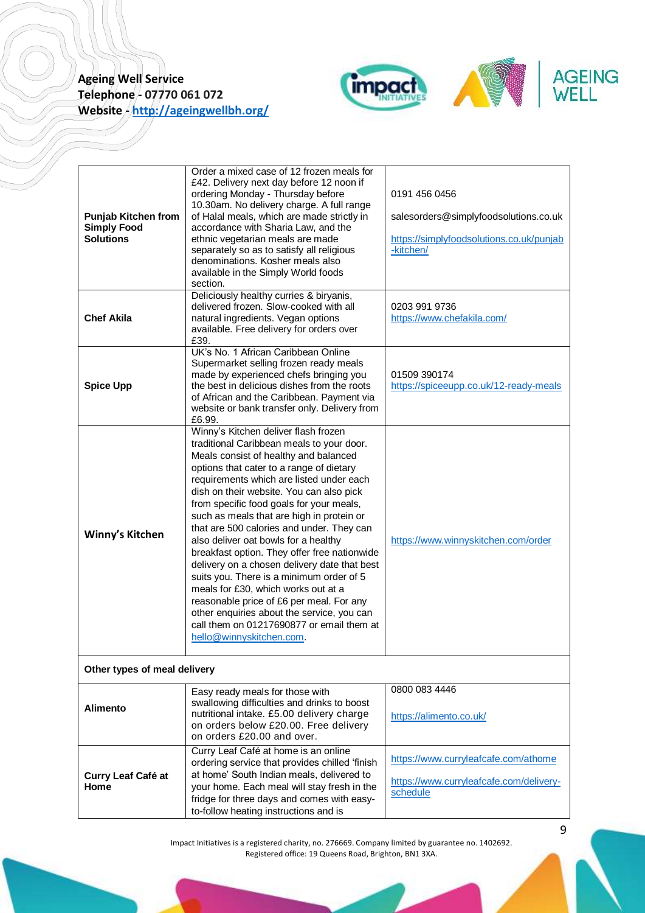| | | |
|---|---|---|
| **Punjab Kitchen from Simply Food Solutions** | Order a mixed case of 12 frozen meals for £42. Delivery next day before 12 noon if ordering Monday - Thursday before 10.30am. No delivery charge. A full range of Halal meals, which are made strictly in accordance with Sharia Law, and the ethnic vegetarian meals are made separately so as to satisfy all religious denominations. Kosher meals also available in the Simply World foods section. | 0191 456 0456<br><br>salesorders@simplyfoodsolutions.co.uk<br><br>https://simplyfoodsolutions.co.uk/punjab-kitchen/ |
| **Chef Akila** | Deliciously healthy curries & biryanis, delivered frozen. Slow-cooked with all natural ingredients. Vegan options available. Free delivery for orders over £39. | 0203 991 9736<br>https://www.chefakila.com/ |
| **Spice Upp** | UK's No. 1 African Caribbean Online Supermarket selling frozen ready meals made by experienced chefs bringing you the best in delicious dishes from the roots of African and the Caribbean. Payment via website or bank transfer only. Delivery from £6.99. | 01509 390174<br>https://spiceeupp.co.uk/12-ready-meals |
| **Winny's Kitchen** | Winny's Kitchen deliver flash frozen traditional Caribbean meals to your door. Meals consist of healthy and balanced options that cater to a range of dietary requirements which are listed under each dish on their website. You can also pick from specific food goals for your meals, such as meals that are high in protein or that are 500 calories and under. They can also deliver oat bowls for a healthy breakfast option. They offer free nationwide delivery on a chosen delivery date that best suits you. There is a minimum order of 5 meals for £30, which works out at a reasonable price of £6 per meal. For any other enquiries about the service, you can call them on 01217690877 or email them at hello@winnyskitchen.com. | https://www.winnyskitchen.com/order |
| **Other types of meal delivery** | | |
| **Alimento** | Easy ready meals for those with swallowing difficulties and drinks to boost nutritional intake. £5.00 delivery charge on orders below £20.00. Free delivery on orders £20.00 and over. | 0800 083 4446<br><br>https://alimento.co.uk/ |
| **Curry Leaf Café at Home** | Curry Leaf Café at home is an online ordering service that provides chilled 'finish at home' South Indian meals, delivered to your home. Each meal will stay fresh in the fridge for three days and comes with easy-to-follow heating instructions and is | https://www.curryleafcafe.com/athome<br><br>https://www.curryleafcafe.com/delivery-schedule |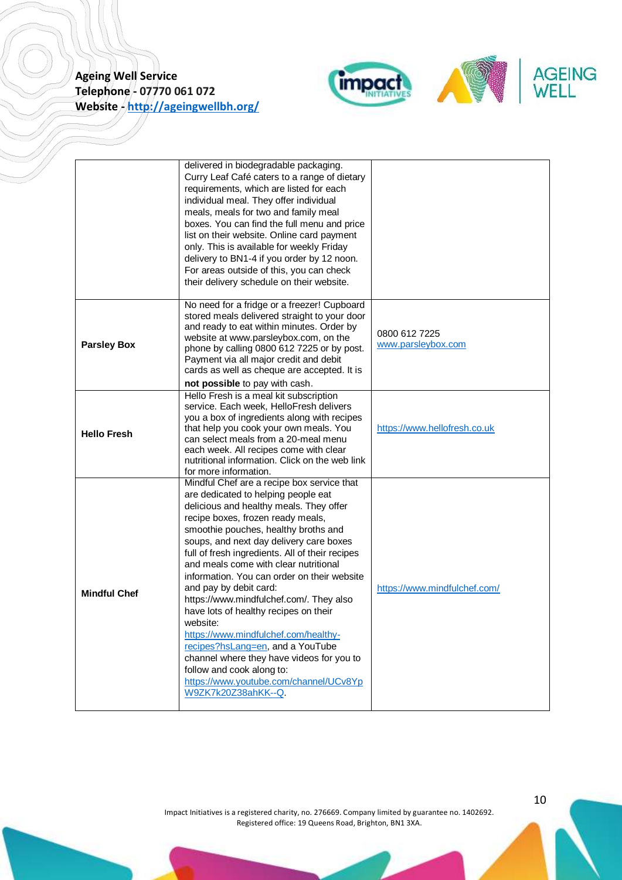|  |  |  |
|---|---|---|
|  | delivered in biodegradable packaging. Curry Leaf Café caters to a range of dietary requirements, which are listed for each individual meal. They offer individual meals, meals for two and family meal boxes. You can find the full menu and price list on their website. Online card payment only. This is available for weekly Friday delivery to BN1-4 if you order by 12 noon. For areas outside of this, you can check their delivery schedule on their website. |  |
| **Parsley Box** | No need for a fridge or a freezer! Cupboard stored meals delivered straight to your door and ready to eat within minutes. Order by website at www.parsleybox.com, on the phone by calling 0800 612 7225 or by post. Payment via all major credit and debit cards as well as cheque are accepted. It is **not possible** to pay with cash. | 0800 612 7225 www.parsleybox.com |
| **Hello Fresh** | Hello Fresh is a meal kit subscription service. Each week, HelloFresh delivers you a box of ingredients along with recipes that help you cook your own meals. You can select meals from a 20-meal menu each week. All recipes come with clear nutritional information. Click on the web link for more information. | https://www.hellofresh.co.uk |
| **Mindful Chef** | Mindful Chef are a recipe box service that are dedicated to helping people eat delicious and healthy meals. They offer recipe boxes, frozen ready meals, smoothie pouches, healthy broths and soups, and next day delivery care boxes full of fresh ingredients. All of their recipes and meals come with clear nutritional information. You can order on their website and pay by debit card: https://www.mindfulchef.com/. They also have lots of healthy recipes on their website: https://www.mindfulchef.com/healthy-recipes?hsLang=en, and a YouTube channel where they have videos for you to follow and cook along to: https://www.youtube.com/channel/UCv8YpW9ZK7k20Z38ahKK--Q. | https://www.mindfulchef.com/ |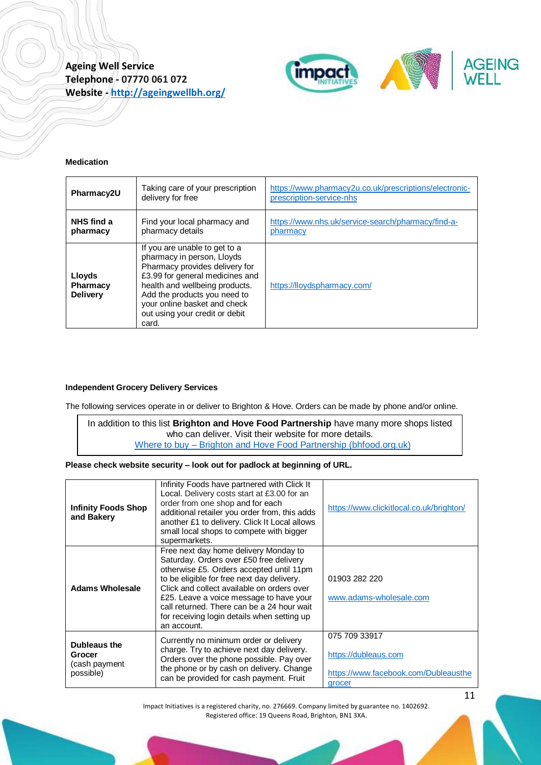**Ageing Well Service**
**Telephone - 07770 061 072**
**Website - [http://ageingwellbh.org/](http://ageingwellbh.org/)**

**Medication**

| | | |
|---|---|---|
| **Pharmacy2U** | Taking care of your prescription delivery for free | https://www.pharmacy2u.co.uk/prescriptions/electronic-prescription-service-nhs |
| **NHS find a pharmacy** | Find your local pharmacy and pharmacy details | https://www.nhs.uk/service-search/pharmacy/find-a-pharmacy |
| **Lloyds Pharmacy Delivery** | If you are unable to get to a pharmacy in person, Lloyds Pharmacy provides delivery for £3.99 for general medicines and health and wellbeing products. Add the products you need to your online basket and check out using your credit or debit card. | https://lloydspharmacy.com/ |

**Independent Grocery Delivery Services**

The following services operate in or deliver to Brighton & Hove. Orders can be made by phone and/or online.

In addition to this list **Brighton and Hove Food Partnership** have many more shops listed who can deliver. Visit their website for more details.
[Where to buy – Brighton and Hove Food Partnership (bhfood.org.uk)](https://bhfood.org.uk)

**Please check website security – look out for padlock at beginning of URL.**

| | | |
|---|---|---|
| **Infinity Foods Shop and Bakery** | Infinity Foods have partnered with Click It Local. Delivery costs start at £3.00 for an order from one shop and for each additional retailer you order from, this adds another £1 to delivery. Click It Local allows small local shops to compete with bigger supermarkets. | https://www.clickitlocal.co.uk/brighton/ |
| **Adams Wholesale** | Free next day home delivery Monday to Saturday. Orders over £50 free delivery otherwise £5. Orders accepted until 11pm to be eligible for free next day delivery. Click and collect available on orders over £25. Leave a voice message to have your call returned. There can be a 24 hour wait for receiving login details when setting up an account. | 01903 282 220<br><br>www.adams-wholesale.com |
| **Dubleaus the Grocer** (cash payment possible) | Currently no minimum order or delivery charge. Try to achieve next day delivery. Orders over the phone possible. Pay over the phone or by cash on delivery. Change can be provided for cash payment. Fruit | 075 709 33917<br><br>https://dubleaus.com<br><br>https://www.facebook.com/Dubleausthegrocer |

Impact Initiatives is a registered charity, no. 276669. Company limited by guarantee no. 1402692.
Registered office: 19 Queens Road, Brighton, BN1 3XA.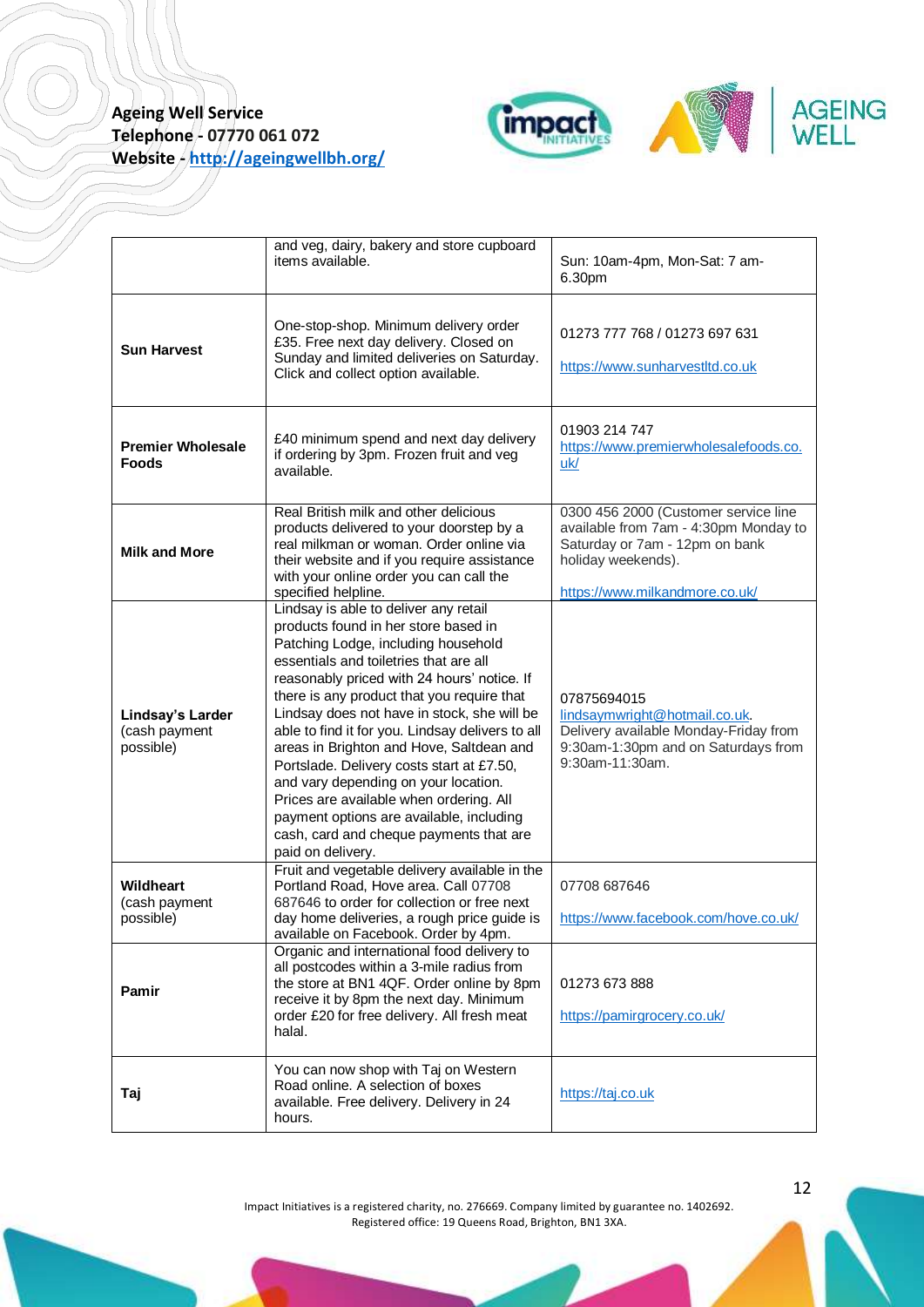| | | |
|---|---|---|
| | and veg, dairy, bakery and store cupboard items available. | Sun: 10am-4pm, Mon-Sat: 7 am-6.30pm |
| **Sun Harvest** | One-stop-shop. Minimum delivery order £35. Free next day delivery. Closed on Sunday and limited deliveries on Saturday. Click and collect option available. | 01273 777 768 / 01273 697 631<br><br>https://www.sunharvestltd.co.uk |
| **Premier Wholesale Foods** | £40 minimum spend and next day delivery if ordering by 3pm. Frozen fruit and veg available. | 01903 214 747<br>https://www.premierwholesalefoods.co.uk/ |
| **Milk and More** | Real British milk and other delicious products delivered to your doorstep by a real milkman or woman. Order online via their website and if you require assistance with your online order you can call the specified helpline. | 0300 456 2000 (Customer service line available from 7am - 4:30pm Monday to Saturday or 7am - 12pm on bank holiday weekends).<br><br>https://www.milkandmore.co.uk/ |
| **Lindsay's Larder** (cash payment possible) | Lindsay is able to deliver any retail products found in her store based in Patching Lodge, including household essentials and toiletries that are all reasonably priced with 24 hours' notice. If there is any product that you require that Lindsay does not have in stock, she will be able to find it for you. Lindsay delivers to all areas in Brighton and Hove, Saltdean and Portslade. Delivery costs start at £7.50, and vary depending on your location. Prices are available when ordering. All payment options are available, including cash, card and cheque payments that are paid on delivery. | 07875694015<br>lindsaymwright@hotmail.co.uk.<br>Delivery available Monday-Friday from 9:30am-1:30pm and on Saturdays from 9:30am-11:30am. |
| **Wildheart** (cash payment possible) | Fruit and vegetable delivery available in the Portland Road, Hove area. Call 07708 687646 to order for collection or free next day home deliveries, a rough price guide is available on Facebook. Order by 4pm. | 07708 687646<br><br>https://www.facebook.com/hove.co.uk/ |
| **Pamir** | Organic and international food delivery to all postcodes within a 3-mile radius from the store at BN1 4QF. Order online by 8pm receive it by 8pm the next day. Minimum order £20 for free delivery. All fresh meat halal. | 01273 673 888<br><br>https://pamirgrocery.co.uk/ |
| **Taj** | You can now shop with Taj on Western Road online. A selection of boxes available. Free delivery. Delivery in 24 hours. | https://taj.co.uk |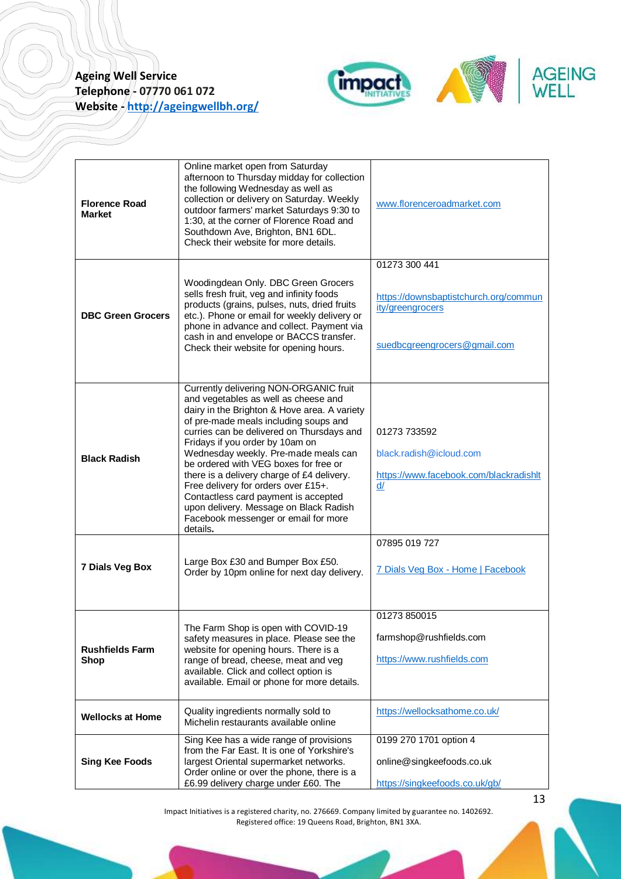| | | |
|---|---|---|
| **Florence Road Market** | Online market open from Saturday afternoon to Thursday midday for collection the following Wednesday as well as collection or delivery on Saturday. Weekly outdoor farmers' market Saturdays 9:30 to 1:30, at the corner of Florence Road and Southdown Ave, Brighton, BN1 6DL. Check their website for more details. | www.florenceroadmarket.com |
| **DBC Green Grocers** | Woodingdean Only. DBC Green Grocers sells fresh fruit, veg and infinity foods products (grains, pulses, nuts, dried fruits etc.). Phone or email for weekly delivery or phone in advance and collect. Payment via cash in and envelope or BACCS transfer. Check their website for opening hours. | 01273 300 441<br><br>https://downsbaptistchurch.org/community/greengrocers<br><br>suedbcgreengrocers@gmail.com |
| **Black Radish** | Currently delivering NON-ORGANIC fruit and vegetables as well as cheese and dairy in the Brighton & Hove area. A variety of pre-made meals including soups and curries can be delivered on Thursdays and Fridays if you order by 10am on Wednesday weekly. Pre-made meals can be ordered with VEG boxes for free or there is a delivery charge of £4 delivery. Free delivery for orders over £15+. Contactless card payment is accepted upon delivery. Message on Black Radish Facebook messenger or email for more details. | 01273 733592<br><br>black.radish@icloud.com<br><br>https://www.facebook.com/blackradishltd/ |
| **7 Dials Veg Box** | Large Box £30 and Bumper Box £50. Order by 10pm online for next day delivery. | 07895 019 727<br><br>7 Dials Veg Box - Home \| Facebook |
| **Rushfields Farm Shop** | The Farm Shop is open with COVID-19 safety measures in place. Please see the website for opening hours. There is a range of bread, cheese, meat and veg available. Click and collect option is available. Email or phone for more details. | 01273 850015<br><br>farmshop@rushfields.com<br><br>https://www.rushfields.com |
| **Wellocks at Home** | Quality ingredients normally sold to Michelin restaurants available online | https://wellocksathome.co.uk/ |
| **Sing Kee Foods** | Sing Kee has a wide range of provisions from the Far East. It is one of Yorkshire's largest Oriental supermarket networks. Order online or over the phone, there is a £6.99 delivery charge under £60. The | 0199 270 1701 option 4<br><br>online@singkeefoods.co.uk<br><br>https://singkeefoods.co.uk/gb/ |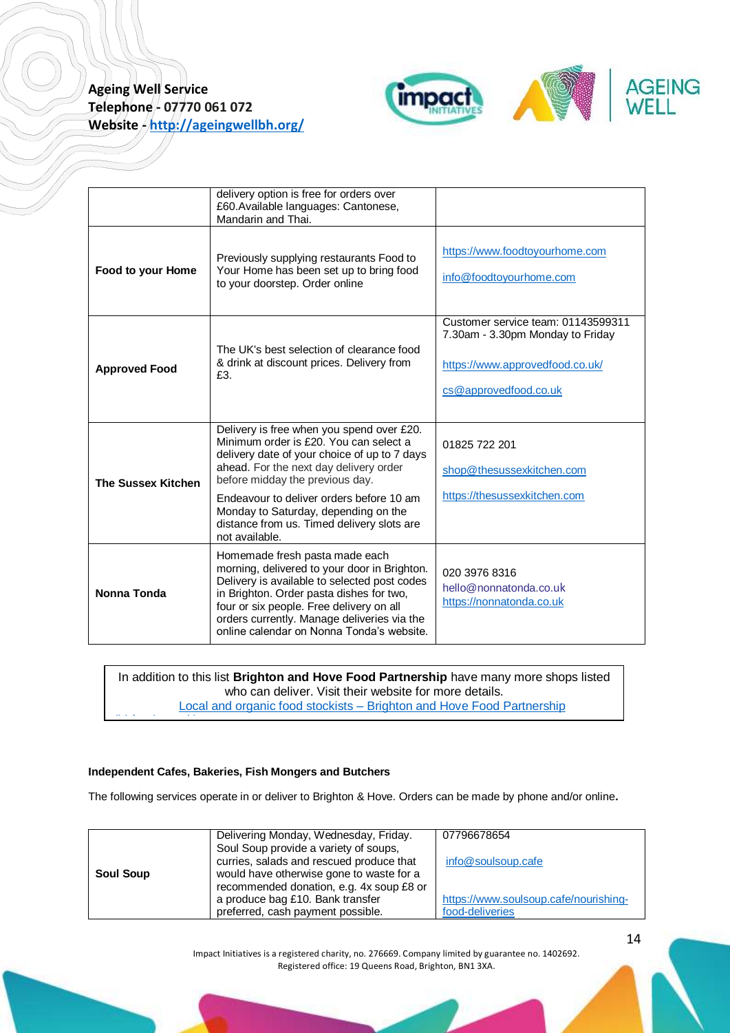| | delivery option is free for orders over £60.Available languages: Cantonese, Mandarin and Thai. | |
|---|---|---|
| **Food to your Home** | Previously supplying restaurants Food to Your Home has been set up to bring food to your doorstep. Order online | https://www.foodtoyourhome.com<br><br>info@foodtoyourhome.com |
| **Approved Food** | The UK's best selection of clearance food & drink at discount prices. Delivery from £3. | Customer service team: 01143599311 7.30am - 3.30pm Monday to Friday<br><br>https://www.approvedfood.co.uk/<br><br>cs@approvedfood.co.uk |
| **The Sussex Kitchen** | Delivery is free when you spend over £20. Minimum order is £20. You can select a delivery date of your choice of up to 7 days ahead. For the next day delivery order before midday the previous day.<br><br>Endeavour to deliver orders before 10 am Monday to Saturday, depending on the distance from us. Timed delivery slots are not available. | 01825 722 201<br><br>shop@thesussexkitchen.com<br><br>https://thesussexkitchen.com |
| **Nonna Tonda** | Homemade fresh pasta made each morning, delivered to your door in Brighton. Delivery is available to selected post codes in Brighton. Order pasta dishes for two, four or six people. Free delivery on all orders currently. Manage deliveries via the online calendar on Nonna Tonda's website. | 020 3976 8316<br>hello@nonnatonda.co.uk<br>https://nonnatonda.co.uk |

In addition to this list **Brighton and Hove Food Partnership** have many more shops listed who can deliver. Visit their website for more details.
Local and organic food stockists – Brighton and Hove Food Partnership

**Independent Cafes, Bakeries, Fish Mongers and Butchers**

The following services operate in or deliver to Brighton & Hove. Orders can be made by phone and/or online**.**

| | | |
|---|---|---|
| **Soul Soup** | Delivering Monday, Wednesday, Friday. Soul Soup provide a variety of soups, curries, salads and rescued produce that would have otherwise gone to waste for a recommended donation, e.g. 4x soup £8 or a produce bag £10. Bank transfer preferred, cash payment possible. | 07796678654<br><br>info@soulsoup.cafe<br><br>https://www.soulsoup.cafe/nourishing-food-deliveries |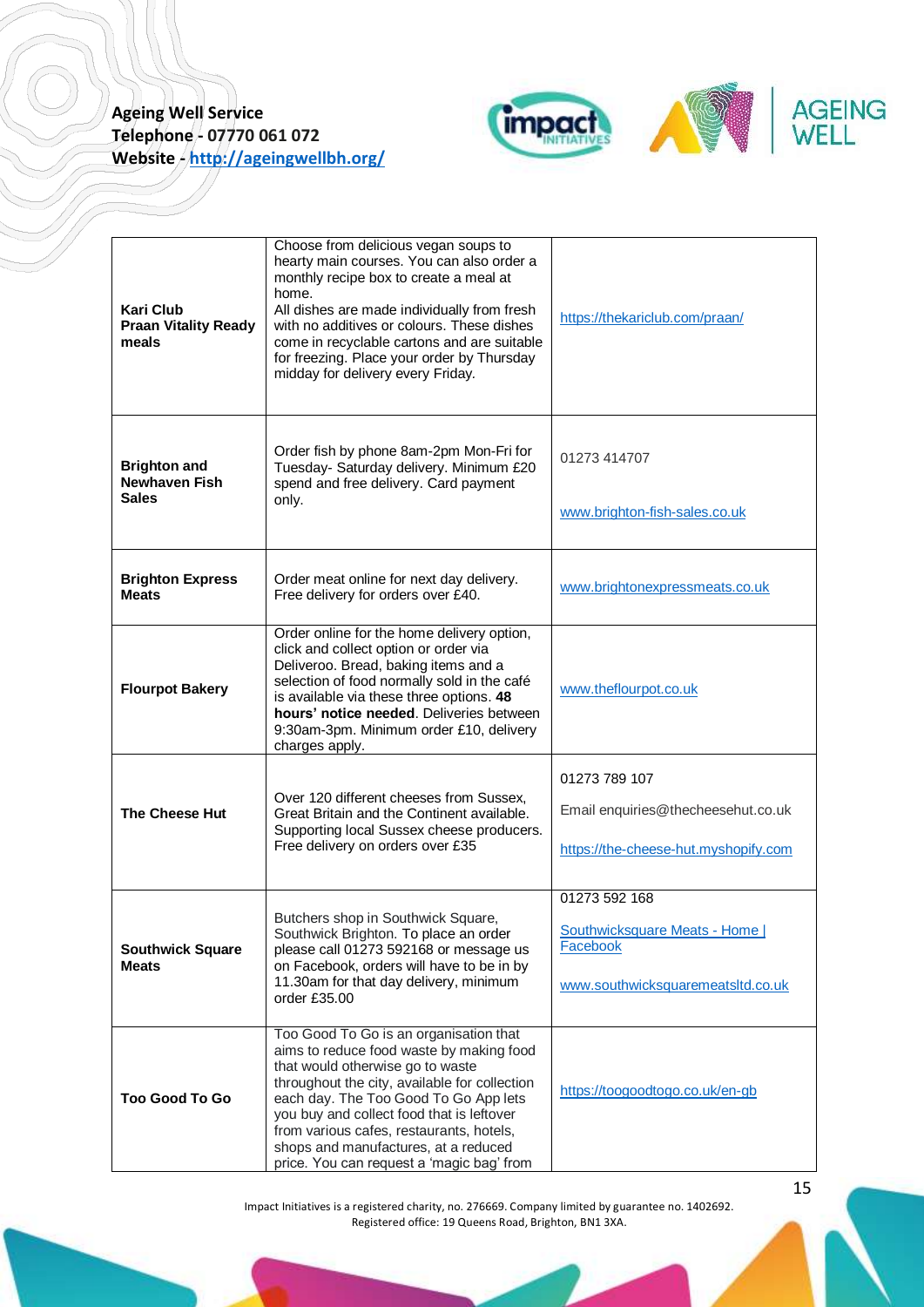| | | |
|---|---|---|
| **Kari Club Praan Vitality Ready meals** | Choose from delicious vegan soups to hearty main courses. You can also order a monthly recipe box to create a meal at home. All dishes are made individually from fresh with no additives or colours. These dishes come in recyclable cartons and are suitable for freezing. Place your order by Thursday midday for delivery every Friday. | https://thekariclub.com/praan/ |
| **Brighton and Newhaven Fish Sales** | Order fish by phone 8am-2pm Mon-Fri for Tuesday- Saturday delivery. Minimum £20 spend and free delivery. Card payment only. | 01273 414707<br><br>www.brighton-fish-sales.co.uk |
| **Brighton Express Meats** | Order meat online for next day delivery. Free delivery for orders over £40. | www.brightonexpressmeats.co.uk |
| **Flourpot Bakery** | Order online for the home delivery option, click and collect option or order via Deliveroo. Bread, baking items and a selection of food normally sold in the café is available via these three options. **48 hours' notice needed**. Deliveries between 9:30am-3pm. Minimum order £10, delivery charges apply. | www.theflourpot.co.uk |
| **The Cheese Hut** | Over 120 different cheeses from Sussex, Great Britain and the Continent available. Supporting local Sussex cheese producers. Free delivery on orders over £35 | 01273 789 107<br><br>Email enquiries@thecheesehut.co.uk<br><br>https://the-cheese-hut.myshopify.com |
| **Southwick Square Meats** | Butchers shop in Southwick Square, Southwick Brighton. To place an order please call 01273 592168 or message us on Facebook, orders will have to be in by 11.30am for that day delivery, minimum order £35.00 | 01273 592 168<br><br>Southwicksquare Meats - Home \| Facebook<br><br>www.southwicksquaremeatsltd.co.uk |
| **Too Good To Go** | Too Good To Go is an organisation that aims to reduce food waste by making food that would otherwise go to waste throughout the city, available for collection each day. The Too Good To Go App lets you buy and collect food that is leftover from various cafes, restaurants, hotels, shops and manufactures, at a reduced price. You can request a 'magic bag' from | https://toogoodtogo.co.uk/en-gb |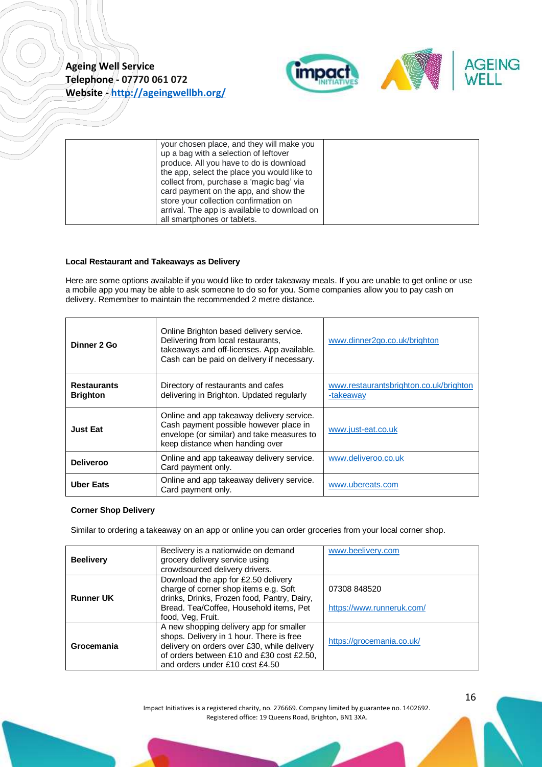| | your chosen place, and they will make you up a bag with a selection of leftover produce. All you have to do is download the app, select the place you would like to collect from, purchase a 'magic bag' via card payment on the app, and show the store your collection confirmation on arrival. The app is available to download on all smartphones or tablets. | |
|---|---|---|

**Local Restaurant and Takeaways as Delivery**

Here are some options available if you would like to order takeaway meals. If you are unable to get online or use a mobile app you may be able to ask someone to do so for you. Some companies allow you to pay cash on delivery. Remember to maintain the recommended 2 metre distance.

| | | |
|---|---|---|
| **Dinner 2 Go** | Online Brighton based delivery service. Delivering from local restaurants, takeaways and off-licenses. App available. Cash can be paid on delivery if necessary. | www.dinner2go.co.uk/brighton |
| **Restaurants Brighton** | Directory of restaurants and cafes delivering in Brighton. Updated regularly | www.restaurantsbrighton.co.uk/brighton-takeaway |
| **Just Eat** | Online and app takeaway delivery service. Cash payment possible however place in envelope (or similar) and take measures to keep distance when handing over | www.just-eat.co.uk |
| **Deliveroo** | Online and app takeaway delivery service. Card payment only. | www.deliveroo.co.uk |
| **Uber Eats** | Online and app takeaway delivery service. Card payment only. | www.ubereats.com |

**Corner Shop Delivery**

Similar to ordering a takeaway on an app or online you can order groceries from your local corner shop.

| | | |
|---|---|---|
| **Beelivery** | Beelivery is a nationwide on demand grocery delivery service using crowdsourced delivery drivers. | www.beelivery.com |
| **Runner UK** | Download the app for £2.50 delivery charge of corner shop items e.g. Soft drinks, Drinks, Frozen food, Pantry, Dairy, Bread. Tea/Coffee, Household items, Pet food, Veg, Fruit. | 07308 848520<br>https://www.runneruk.com/ |
| **Grocemania** | A new shopping delivery app for smaller shops. Delivery in 1 hour. There is free delivery on orders over £30, while delivery of orders between £10 and £30 cost £2.50, and orders under £10 cost £4.50 | https://grocemania.co.uk/ |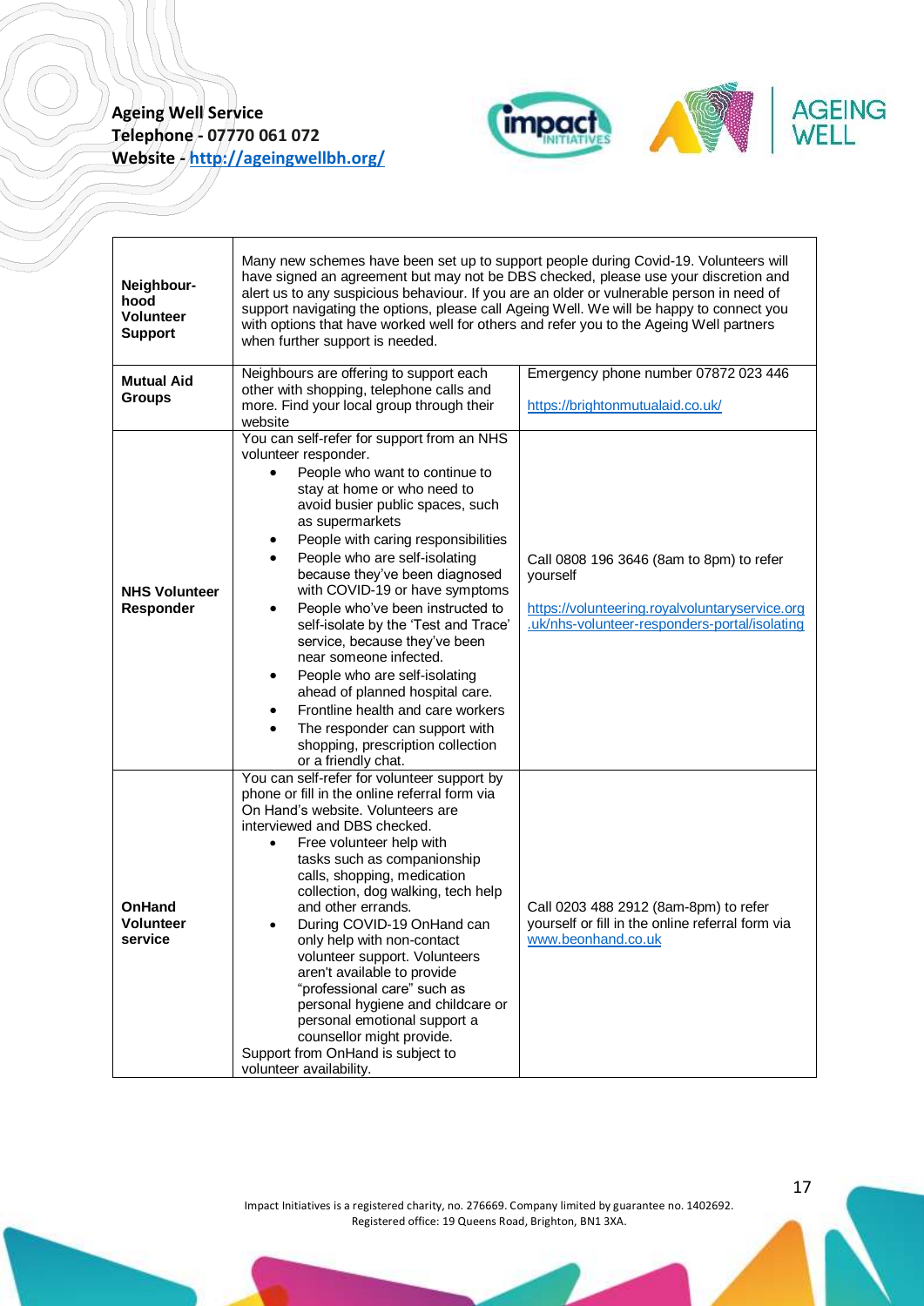| **Neighbour-hood Volunteer Support** | Many new schemes have been set up to support people during Covid-19. Volunteers will have signed an agreement but may not be DBS checked, please use your discretion and alert us to any suspicious behaviour. If you are an older or vulnerable person in need of support navigating the options, please call Ageing Well. We will be happy to connect you with options that have worked well for others and refer you to the Ageing Well partners when further support is needed. | |
|---|---|---|
| **Mutual Aid Groups** | Neighbours are offering to support each other with shopping, telephone calls and more. Find your local group through their website | Emergency phone number 07872 023 446<br><br>https://brightonmutualaid.co.uk/ |
| **NHS Volunteer Responder** | You can self-refer for support from an NHS volunteer responder.<br>• People who want to continue to stay at home or who need to avoid busier public spaces, such as supermarkets<br>• People with caring responsibilities<br>• People who are self-isolating because they've been diagnosed with COVID-19 or have symptoms<br>• People who've been instructed to self-isolate by the 'Test and Trace' service, because they've been near someone infected.<br>• People who are self-isolating ahead of planned hospital care.<br>• Frontline health and care workers<br>• The responder can support with shopping, prescription collection or a friendly chat. | Call 0808 196 3646 (8am to 8pm) to refer yourself<br><br>https://volunteering.royalvoluntaryservice.org.uk/nhs-volunteer-responders-portal/isolating |
| **OnHand Volunteer service** | You can self-refer for volunteer support by phone or fill in the online referral form via On Hand's website. Volunteers are interviewed and DBS checked.<br>• Free volunteer help with tasks such as companionship calls, shopping, medication collection, dog walking, tech help and other errands.<br>• During COVID-19 OnHand can only help with non-contact volunteer support. Volunteers aren't available to provide "professional care" such as personal hygiene and childcare or personal emotional support a counsellor might provide.<br>Support from OnHand is subject to volunteer availability. | Call 0203 488 2912 (8am-8pm) to refer yourself or fill in the online referral form via www.beonhand.co.uk |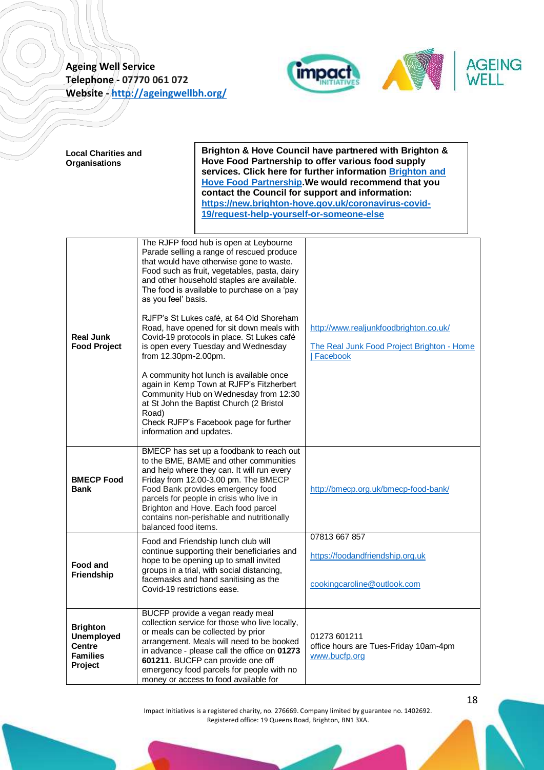**Ageing Well Service**
**Telephone - 07770 061 072**
**Website - [http://ageingwellbh.org/](http://ageingwellbh.org/)**

**Local Charities and Organisations**

**Brighton & Hove Council have partnered with Brighton & Hove Food Partnership to offer various food supply services. Click here for further information [Brighton and Hove Food Partnership](Brighton and Hove Food Partnership).We would recommend that you contact the Council for support and information: [https://new.brighton-hove.gov.uk/coronavirus-covid-19/request-help-yourself-or-someone-else](https://new.brighton-hove.gov.uk/coronavirus-covid-19/request-help-yourself-or-someone-else)**

| | | |
|---|---|---|
| **Real Junk Food Project** | The RJFP food hub is open at Leybourne Parade selling a range of rescued produce that would have otherwise gone to waste. Food such as fruit, vegetables, pasta, dairy and other household staples are available. The food is available to purchase on a 'pay as you feel' basis.<br><br>RJFP's St Lukes café, at 64 Old Shoreham Road, have opened for sit down meals with Covid-19 protocols in place. St Lukes café is open every Tuesday and Wednesday from 12.30pm-2.00pm.<br><br>A community hot lunch is available once again in Kemp Town at RJFP's Fitzherbert Community Hub on Wednesday from 12:30 at St John the Baptist Church (2 Bristol Road)<br>Check RJFP's Facebook page for further information and updates. | http://www.realjunkfoodbrighton.co.uk/<br><br>The Real Junk Food Project Brighton - Home \| Facebook |
| **BMECP Food Bank** | BMECP has set up a foodbank to reach out to the BME, BAME and other communities and help where they can. It will run every Friday from 12.00-3.00 pm. The BMECP Food Bank provides emergency food parcels for people in crisis who live in Brighton and Hove. Each food parcel contains non-perishable and nutritionally balanced food items. | http://bmecp.org.uk/bmecp-food-bank/ |
| **Food and Friendship** | Food and Friendship lunch club will continue supporting their beneficiaries and hope to be opening up to small invited groups in a trial, with social distancing, facemasks and hand sanitising as the Covid-19 restrictions ease. | 07813 667 857<br><br>https://foodandfriendship.org.uk<br><br>cookingcaroline@outlook.com |
| **Brighton Unemployed Centre Families Project** | BUCFP provide a vegan ready meal collection service for those who live locally, or meals can be collected by prior arrangement. Meals will need to be booked in advance - please call the office on **01273 601211**. BUCFP can provide one off emergency food parcels for people with no money or access to food available for | 01273 601211<br>office hours are Tues-Friday 10am-4pm<br>www.bucfp.org |

Impact Initiatives is a registered charity, no. 276669. Company limited by guarantee no. 1402692.
Registered office: 19 Queens Road, Brighton, BN1 3XA.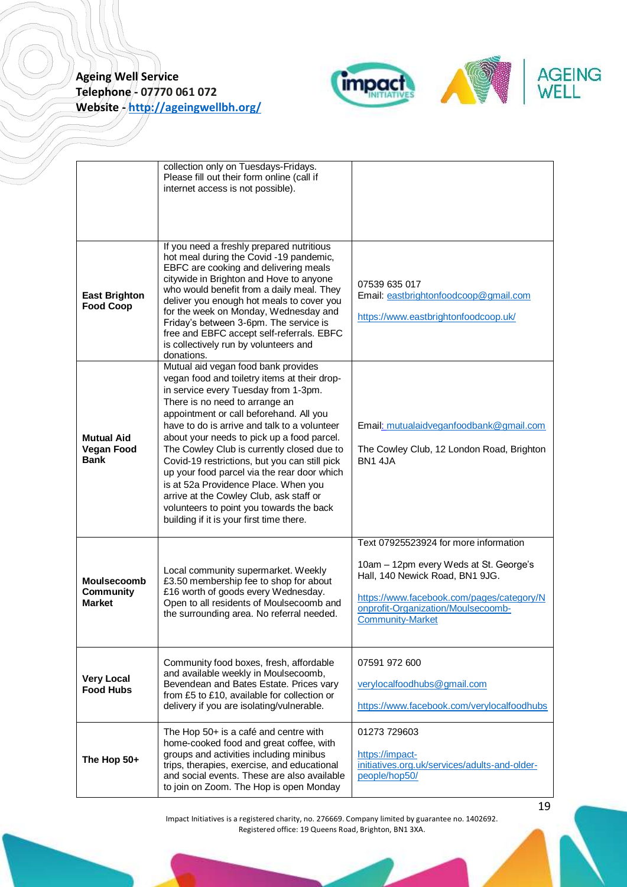| | | |
|---|---|---|
| | collection only on Tuesdays-Fridays. Please fill out their form online (call if internet access is not possible). | |
| **East Brighton Food Coop** | If you need a freshly prepared nutritious hot meal during the Covid -19 pandemic, EBFC are cooking and delivering meals citywide in Brighton and Hove to anyone who would benefit from a daily meal. They deliver you enough hot meals to cover you for the week on Monday, Wednesday and Friday's between 3-6pm. The service is free and EBFC accept self-referrals. EBFC is collectively run by volunteers and donations. | 07539 635 017<br>Email: eastbrightonfoodcoop@gmail.com<br><br>https://www.eastbrightonfoodcoop.uk/ |
| **Mutual Aid Vegan Food Bank** | Mutual aid vegan food bank provides vegan food and toiletry items at their drop-in service every Tuesday from 1-3pm. There is no need to arrange an appointment or call beforehand. All you have to do is arrive and talk to a volunteer about your needs to pick up a food parcel. The Cowley Club is currently closed due to Covid-19 restrictions, but you can still pick up your food parcel via the rear door which is at 52a Providence Place. When you arrive at the Cowley Club, ask staff or volunteers to point you towards the back building if it is your first time there. | Email: mutualaidveganfoodbank@gmail.com<br><br>The Cowley Club, 12 London Road, Brighton BN1 4JA |
| **Moulsecoomb Community Market** | Local community supermarket. Weekly £3.50 membership fee to shop for about £16 worth of goods every Wednesday. Open to all residents of Moulsecoomb and the surrounding area. No referral needed. | Text 07925523924 for more information<br><br>10am – 12pm every Weds at St. George's Hall, 140 Newick Road, BN1 9JG.<br><br>https://www.facebook.com/pages/category/Nonprofit-Organization/Moulsecoomb-Community-Market |
| **Very Local Food Hubs** | Community food boxes, fresh, affordable and available weekly in Moulsecoomb, Bevendean and Bates Estate. Prices vary from £5 to £10, available for collection or delivery if you are isolating/vulnerable. | 07591 972 600<br><br>verylocalfoodhubs@gmail.com<br><br>https://www.facebook.com/verylocalfoodhubs |
| **The Hop 50+** | The Hop 50+ is a café and centre with home-cooked food and great coffee, with groups and activities including minibus trips, therapies, exercise, and educational and social events. These are also available to join on Zoom. The Hop is open Monday | 01273 729603<br><br>https://impact-initiatives.org.uk/services/adults-and-older-people/hop50/ |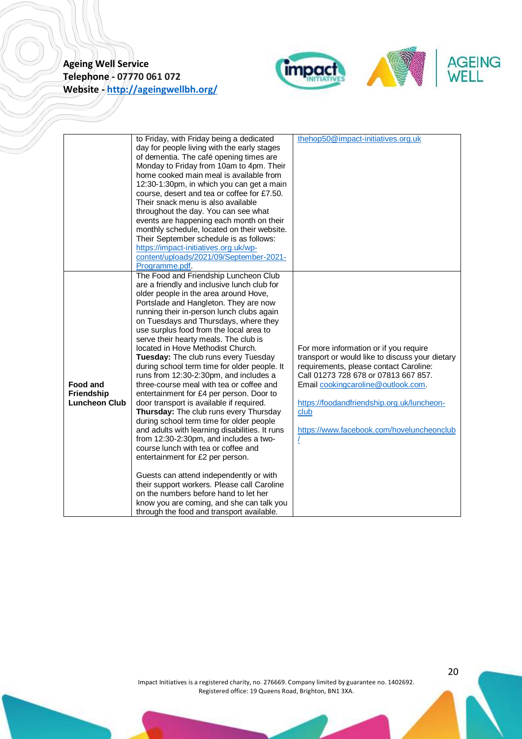| | | |
|---|---|---|
| | to Friday, with Friday being a dedicated day for people living with the early stages of dementia. The café opening times are Monday to Friday from 10am to 4pm. Their home cooked main meal is available from 12:30-1:30pm, in which you can get a main course, desert and tea or coffee for £7.50. Their snack menu is also available throughout the day. You can see what events are happening each month on their monthly schedule, located on their website. Their September schedule is as follows: https://impact-initiatives.org.uk/wp-content/uploads/2021/09/September-2021-Programme.pdf. | thehop50@impact-initiatives.org.uk |
| **Food and Friendship Luncheon Club** | The Food and Friendship Luncheon Club are a friendly and inclusive lunch club for older people in the area around Hove, Portslade and Hangleton. They are now running their in-person lunch clubs again on Tuesdays and Thursdays, where they use surplus food from the local area to serve their hearty meals. The club is located in Hove Methodist Church.<br>**Tuesday:** The club runs every Tuesday during school term time for older people. It runs from 12:30-2:30pm, and includes a three-course meal with tea or coffee and entertainment for £4 per person. Door to door transport is available if required.<br>**Thursday:** The club runs every Thursday during school term time for older people and adults with learning disabilities. It runs from 12:30-2:30pm, and includes a two-course lunch with tea or coffee and entertainment for £2 per person.<br><br>Guests can attend independently or with their support workers. Please call Caroline on the numbers before hand to let her know you are coming, and she can talk you through the food and transport available. | For more information or if you require transport or would like to discuss your dietary requirements, please contact Caroline: Call 01273 728 678 or 07813 667 857. Email cookingcaroline@outlook.com.<br><br>https://foodandfriendship.org.uk/luncheon-club<br><br>https://www.facebook.com/hoveluncheonclub/ |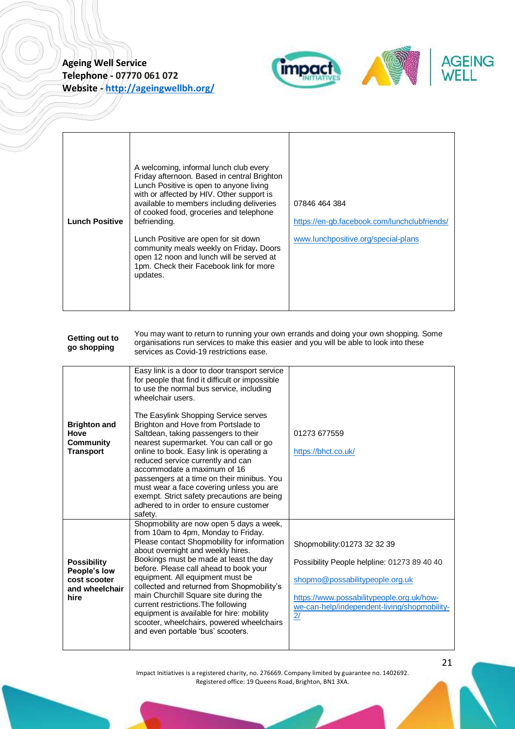| | | |
|---|---|---|
| **Lunch Positive** | A welcoming, informal lunch club every Friday afternoon. Based in central Brighton Lunch Positive is open to anyone living with or affected by HIV. Other support is available to members including deliveries of cooked food, groceries and telephone befriending.<br><br>Lunch Positive are open for sit down community meals weekly on Friday**.** Doors open 12 noon and lunch will be served at 1pm. Check their Facebook link for more updates. | 07846 464 384<br><br>https://en-gb.facebook.com/lunchclubfriends/<br><br>www.lunchpositive.org/special-plans |

**Getting out to go shopping**

You may want to return to running your own errands and doing your own shopping. Some organisations run services to make this easier and you will be able to look into these services as Covid-19 restrictions ease.

| | | |
|---|---|---|
| **Brighton and Hove Community Transport** | Easy link is a door to door transport service for people that find it difficult or impossible to use the normal bus service, including wheelchair users.<br><br>The Easylink Shopping Service serves Brighton and Hove from Portslade to Saltdean, taking passengers to their nearest supermarket. You can call or go online to book. Easy link is operating a reduced service currently and can accommodate a maximum of 16 passengers at a time on their minibus. You must wear a face covering unless you are exempt. Strict safety precautions are being adhered to in order to ensure customer safety. | 01273 677559<br><br>https://bhct.co.uk/ |
| **Possibility People's low cost scooter and wheelchair hire** | Shopmobility are now open 5 days a week, from 10am to 4pm, Monday to Friday. Please contact Shopmobility for information about overnight and weekly hires. Bookings must be made at least the day before. Please call ahead to book your equipment. All equipment must be collected and returned from Shopmobility's main Churchill Square site during the current restrictions.The following equipment is available for hire: mobility scooter, wheelchairs, powered wheelchairs and even portable 'bus' scooters. | Shopmobility:01273 32 32 39<br><br>Possibility People helpline: 01273 89 40 40<br><br>shopmo@possabilitypeople.org.uk<br><br>https://www.possabilitypeople.org.uk/how-we-can-help/independent-living/shopmobility-2/ |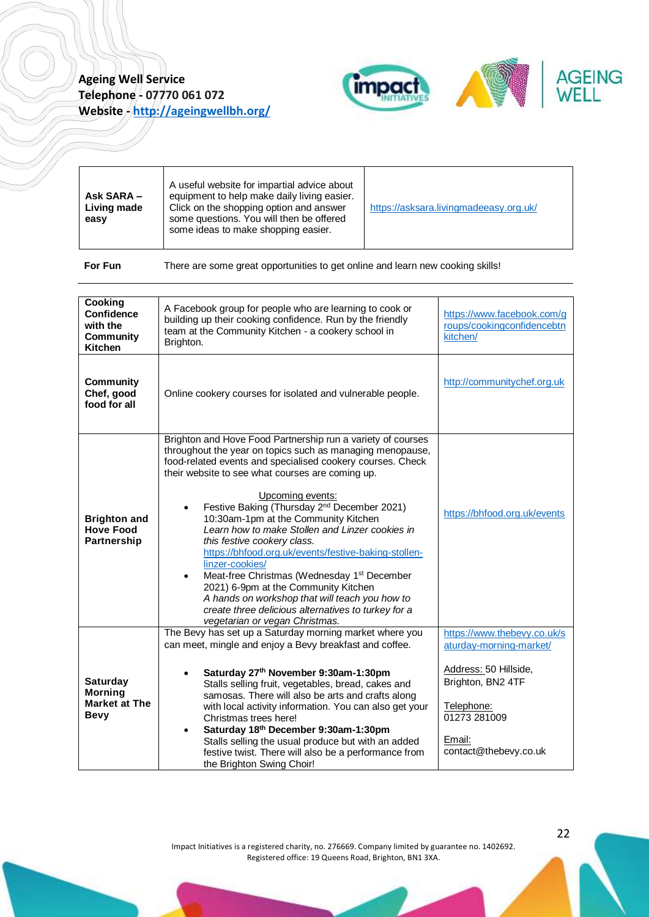Ageing Well Service
Telephone - 07770 061 072
Website - http://ageingwellbh.org/

| | | |
|---|---|---|
| **Ask SARA – Living made easy** | A useful website for impartial advice about equipment to help make daily living easier. Click on the shopping option and answer some questions. You will then be offered some ideas to make shopping easier. | https://asksara.livingmadeeasy.org.uk/ |

**For Fun** There are some great opportunities to get online and learn new cooking skills!

| | | |
|---|---|---|
| **Cooking Confidence with the Community Kitchen** | A Facebook group for people who are learning to cook or building up their cooking confidence. Run by the friendly team at the Community Kitchen - a cookery school in Brighton. | https://www.facebook.com/groups/cookingconfidencebtnkitchen/ |
| **Community Chef, good food for all** | Online cookery courses for isolated and vulnerable people. | http://communitychef.org.uk |
| **Brighton and Hove Food Partnership** | Brighton and Hove Food Partnership run a variety of courses throughout the year on topics such as managing menopause, food-related events and specialised cookery courses. Check their website to see what courses are coming up.<br><br>Upcoming events:<br>• Festive Baking (Thursday 2nd December 2021) 10:30am-1pm at the Community Kitchen *Learn how to make Stollen and Linzer cookies in this festive cookery class.* https://bhfood.org.uk/events/festive-baking-stollen-linzer-cookies/<br>• Meat-free Christmas (Wednesday 1st December 2021) 6-9pm at the Community Kitchen *A hands on workshop that will teach you how to create three delicious alternatives to turkey for a vegetarian or vegan Christmas.* | https://bhfood.org.uk/events |
| **Saturday Morning Market at The Bevy** | The Bevy has set up a Saturday morning market where you can meet, mingle and enjoy a Bevy breakfast and coffee.<br><br>• **Saturday 27th November 9:30am-1:30pm** Stalls selling fruit, vegetables, bread, cakes and samosas. There will also be arts and crafts along with local activity information. You can also get your Christmas trees here!<br>• **Saturday 18th December 9:30am-1:30pm** Stalls selling the usual produce but with an added festive twist. There will also be a performance from the Brighton Swing Choir! | https://www.thebevy.co.uk/saturday-morning-market/<br><br>Address: 50 Hillside, Brighton, BN2 4TF<br><br>Telephone: 01273 281009<br><br>Email: contact@thebevy.co.uk |

Impact Initiatives is a registered charity, no. 276669. Company limited by guarantee no. 1402692.
Registered office: 19 Queens Road, Brighton, BN1 3XA.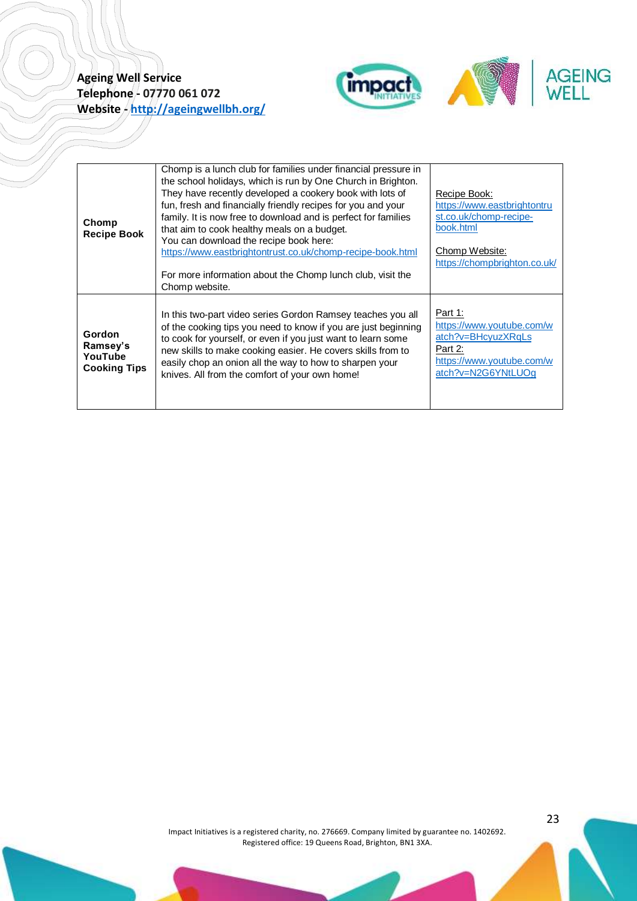| | | |
|---|---|---|
| **Chomp Recipe Book** | Chomp is a lunch club for families under financial pressure in the school holidays, which is run by One Church in Brighton. They have recently developed a cookery book with lots of fun, fresh and financially friendly recipes for you and your family. It is now free to download and is perfect for families that aim to cook healthy meals on a budget.<br>You can download the recipe book here:<br>https://www.eastbrightontrust.co.uk/chomp-recipe-book.html<br><br>For more information about the Chomp lunch club, visit the Chomp website. | Recipe Book:<br>https://www.eastbrightontrust.co.uk/chomp-recipe-book.html<br><br>Chomp Website:<br>https://chompbrighton.co.uk/ |
| **Gordon Ramsey's YouTube Cooking Tips** | In this two-part video series Gordon Ramsey teaches you all of the cooking tips you need to know if you are just beginning to cook for yourself, or even if you just want to learn some new skills to make cooking easier. He covers skills from to easily chop an onion all the way to how to sharpen your knives. All from the comfort of your own home! | Part 1:<br>https://www.youtube.com/watch?v=BHcyuzXRqLs<br>Part 2:<br>https://www.youtube.com/watch?v=N2G6YNtLUOg |